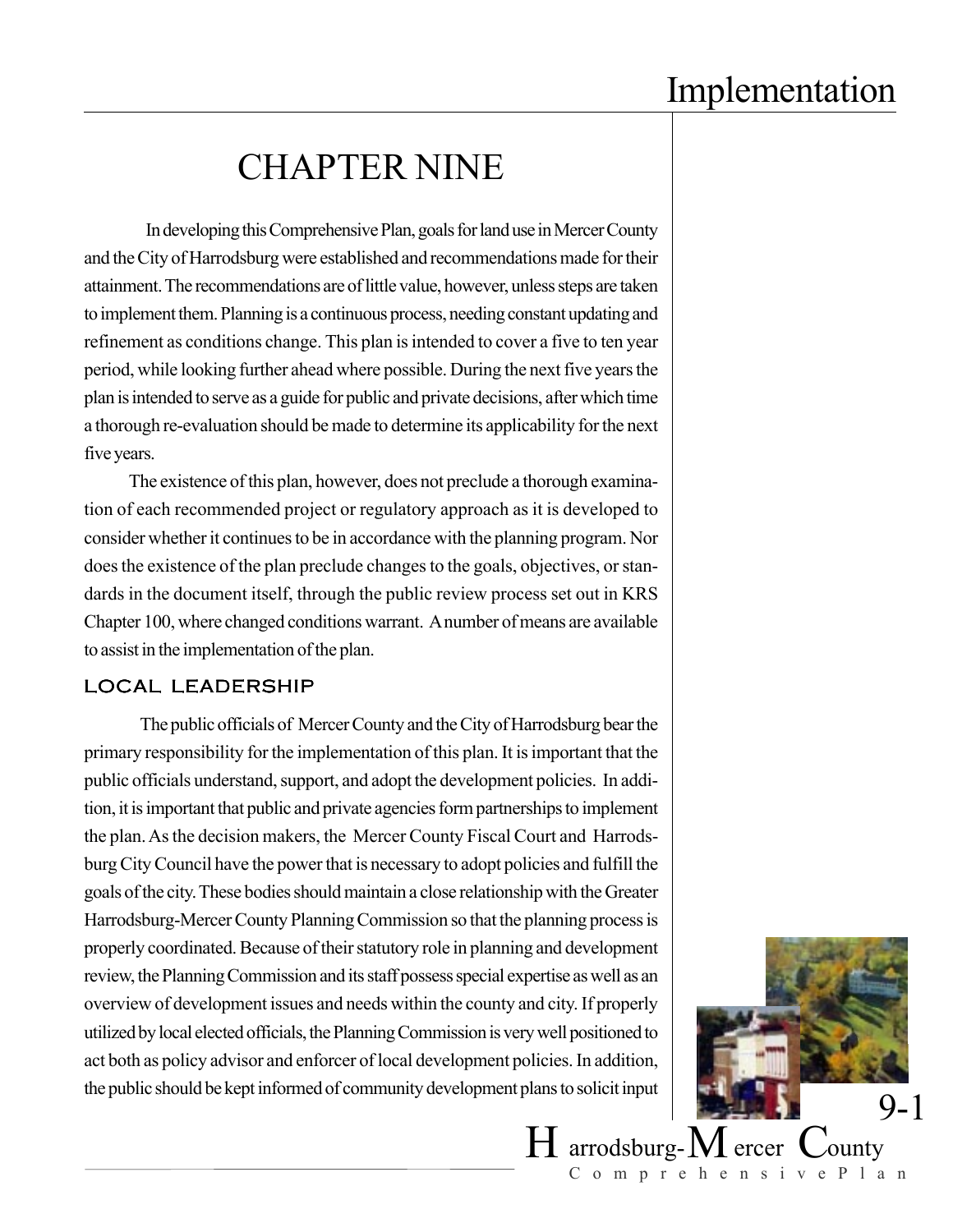# CHAPTER NINE

In developing this Comprehensive Plan, goals for land use in Mercer County and the City of Harrodsburg were established and recommendations made for their attainment. The recommendations are of little value, however, unless steps are taken to implement them. Planning is a continuous process, needing constant updating and refinement as conditions change. This plan is intended to cover a five to ten year period, while looking further ahead where possible. During the next five years the plan is intended to serve as a guide for public and private decisions, after which time a thorough re-evaluation should be made to determine its applicability for the next five years.

The existence of this plan, however, does not preclude a thorough examination of each recommended project or regulatory approach as it is developed to consider whether it continues to be in accordance with the planning program. Nor does the existence of the plan preclude changes to the goals, objectives, or standards in the document itself, through the public review process set out in KRS Chapter 100, where changed conditions warrant. A number of means are available to assist in the implementation of the plan.

## LOCAL LEADERSHIP

The public officials of Mercer County and the City of Harrodsburg bear the primary responsibility for the implementation of this plan. It is important that the public officials understand, support, and adopt the development policies. In addition, it is important that public and private agencies form partnerships to implement the plan. As the decision makers, the Mercer County Fiscal Court and Harrodsburg City Council have the power that is necessary to adopt policies and fulfill the goals of the city. These bodies should maintain a close relationship with the Greater Harrodsburg-Mercer County Planning Commission so that the planning process is properly coordinated. Because of their statutory role in planning and development review, the Planning Commission and its staff possess special expertise as well as an overview of development issues and needs within the county and city. If properly utilized by local elected officials, the Planning Commission is very well positioned to act both as policy advisor and enforcer of local development policies. In addition, the public should be kept informed of community development plans to solicit input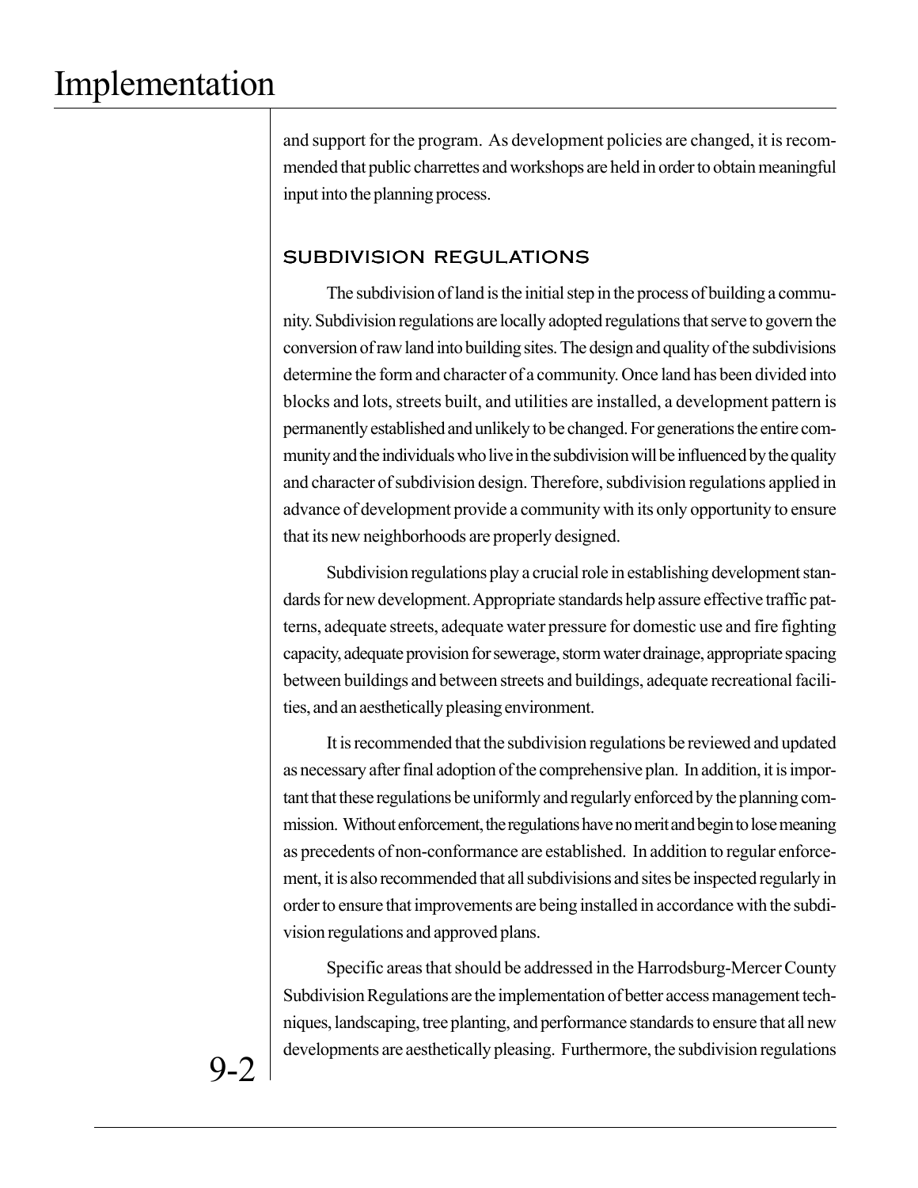and support for the program. As development policies are changed, it is recommended that public charrettes and workshops are held in order to obtain meaningful input into the planning process.

## SUBDIVISION REGULATIONS

The subdivision of land is the initial step in the process of building a community. Subdivision regulations are locally adopted regulations that serve to govern the conversion of raw land into building sites. The design and quality of the subdivisions determine the form and character of a community. Once land has been divided into blocks and lots, streets built, and utilities are installed, a development pattern is permanently established and unlikely to be changed. For generations the entire community and the individuals who live in the subdivision will be influenced by the quality and character of subdivision design. Therefore, subdivision regulations applied in advance of development provide a community with its only opportunity to ensure that its new neighborhoods are properly designed.

Subdivision regulations play a crucial role in establishing development standards for new development. Appropriate standards help assure effective traffic patterns, adequate streets, adequate water pressure for domestic use and fire fighting capacity, adequate provision for sewerage, storm water drainage, appropriate spacing between buildings and between streets and buildings, adequate recreational facilities, and an aesthetically pleasing environment.

It is recommended that the subdivision regulations be reviewed and updated as necessary after final adoption of the comprehensive plan. In addition, it is important that these regulations be uniformly and regularly enforced by the planning commission. Without enforcement, the regulations have no merit and begin to lose meaning as precedents of non-conformance are established. In addition to regular enforcement, it is also recommended that all subdivisions and sites be inspected regularly in order to ensure that improvements are being installed in accordance with the subdivision regulations and approved plans.

Specific areas that should be addressed in the Harrodsburg-Mercer County Subdivision Regulations are the implementation of better access management techniques, landscaping, tree planting, and performance standards to ensure that all new developments are aesthetically pleasing. Furthermore, the subdivision regulations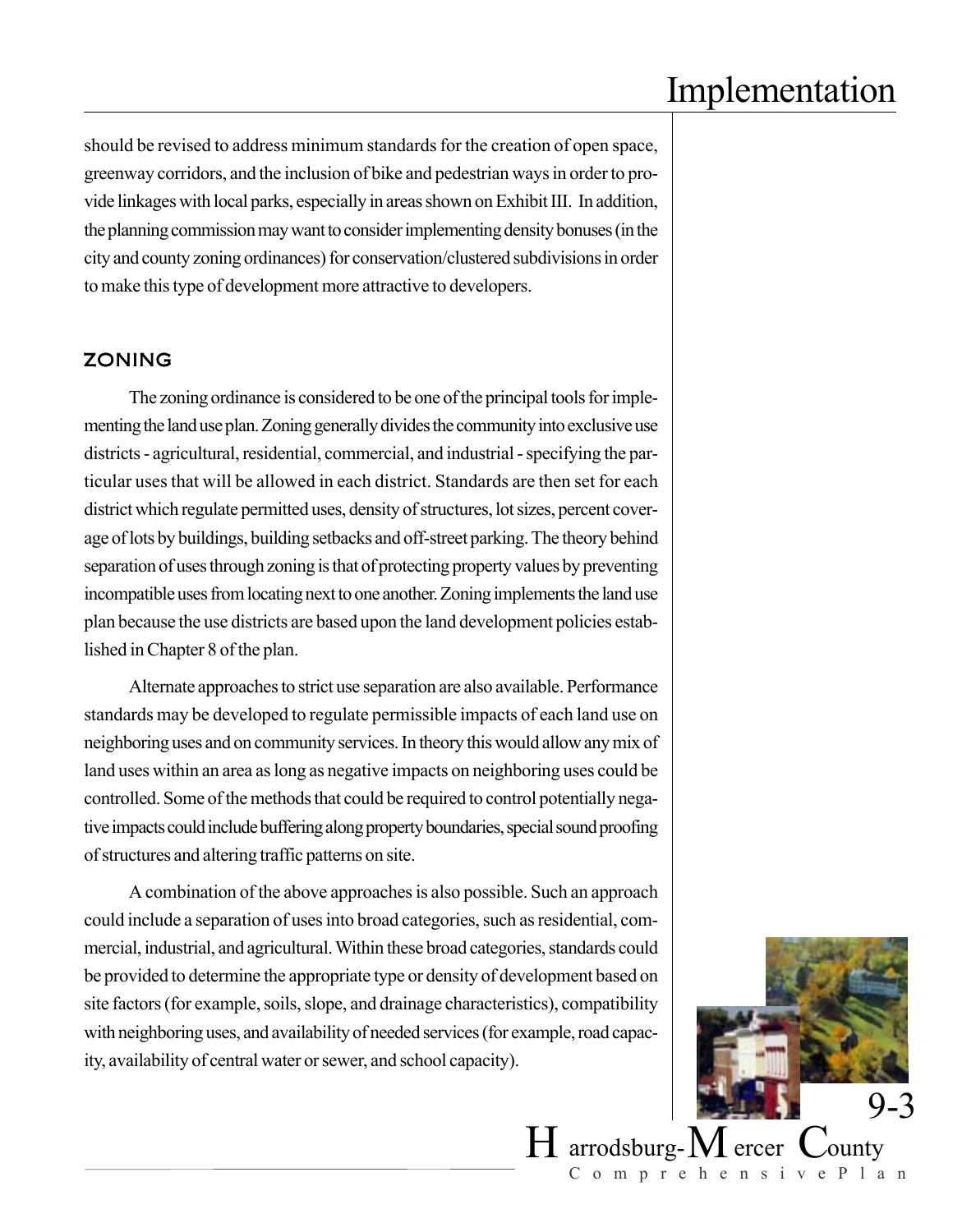should be revised to address minimum standards for the creation of open space, greenway corridors, and the inclusion of bike and pedestrian ways in order to provide linkages with local parks, especially in areas shown on Exhibit III. In addition, the planning commission may want to consider implementing density bonuses (in the city and county zoning ordinances) for conservation/clustered subdivisions in order to make this type of development more attractive to developers.

## ZONING

The zoning ordinance is considered to be one of the principal tools for implementing the land use plan. Zoning generally divides the community into exclusive use districts - agricultural, residential, commercial, and industrial - specifying the particular uses that will be allowed in each district. Standards are then set for each district which regulate permitted uses, density of structures, lot sizes, percent coverage of lots by buildings, building setbacks and off-street parking. The theory behind separation of uses through zoning is that of protecting property values by preventing incompatible uses from locating next to one another. Zoning implements the land use plan because the use districts are based upon the land development policies established in Chapter 8 of the plan.

Alternate approaches to strict use separation are also available. Performance standards may be developed to regulate permissible impacts of each land use on neighboring uses and on community services. In theory this would allow any mix of land uses within an area as long as negative impacts on neighboring uses could be controlled. Some of the methods that could be required to control potentially negative impacts could include buffering along property boundaries, special sound proofing of structures and altering traffic patterns on site.

A combination of the above approaches is also possible. Such an approach could include a separation of uses into broad categories, such as residential, commercial, industrial, and agricultural. Within these broad categories, standards could be provided to determine the appropriate type or density of development based on site factors (for example, soils, slope, and drainage characteristics), compatibility with neighboring uses, and availability of needed services (for example, road capacity, availability of central water or sewer, and school capacity).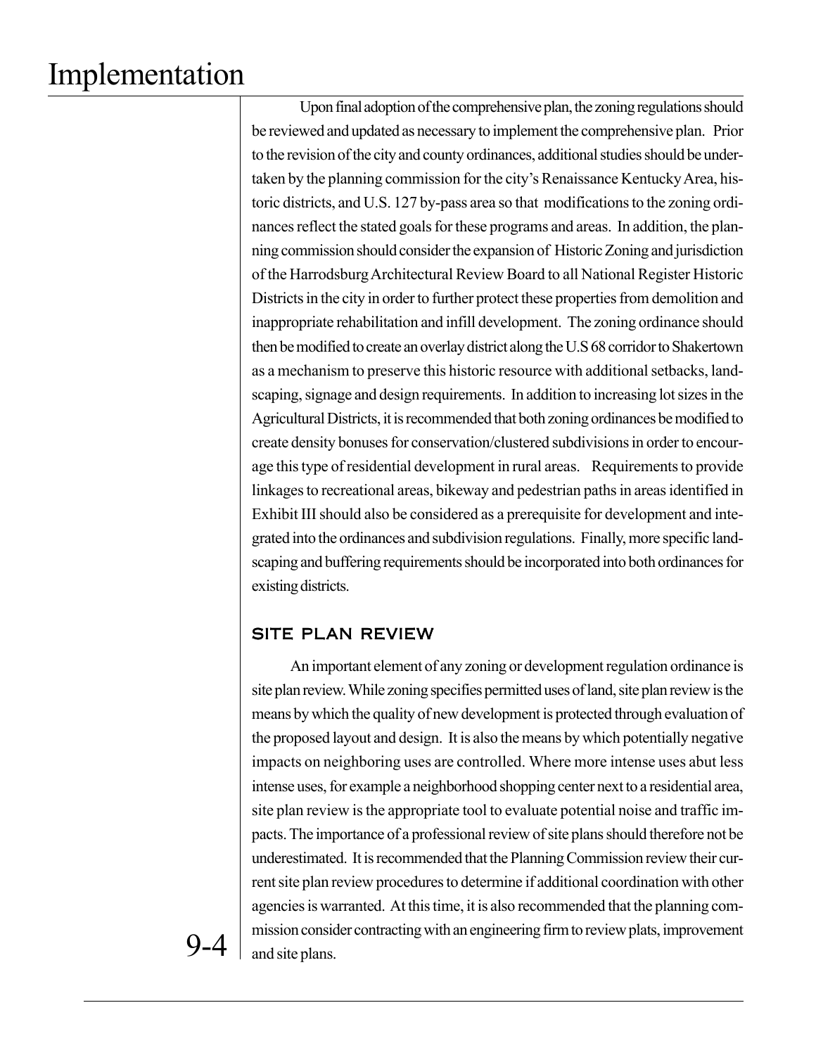Upon final adoption of the comprehensive plan, the zoning regulations should be reviewed and updated as necessary to implement the comprehensive plan. Prior to the revision of the city and county ordinances, additional studies should be undertaken by the planning commission for the city's Renaissance Kentucky Area, historic districts, and U.S. 127 by-pass area so that modifications to the zoning ordinances reflect the stated goals for these programs and areas. In addition, the planning commission should consider the expansion of Historic Zoning and jurisdiction of the Harrodsburg Architectural Review Board to all National Register Historic Districts in the city in order to further protect these properties from demolition and inappropriate rehabilitation and infill development. The zoning ordinance should then be modified to create an overlay district along the U.S 68 corridor to Shakertown as a mechanism to preserve this historic resource with additional setbacks, landscaping, signage and design requirements. In addition to increasing lot sizes in the Agricultural Districts, it is recommended that both zoning ordinances be modified to create density bonuses for conservation/clustered subdivisions in order to encourage this type of residential development in rural areas. Requirements to provide linkages to recreational areas, bikeway and pedestrian paths in areas identified in Exhibit III should also be considered as a prerequisite for development and integrated into the ordinances and subdivision regulations. Finally, more specific landscaping and buffering requirements should be incorporated into both ordinances for existing districts.

## SITE PLAN REVIEW

An important element of any zoning or development regulation ordinance is site plan review. While zoning specifies permitted uses of land, site plan review is the means by which the quality of new development is protected through evaluation of the proposed layout and design. It is also the means by which potentially negative impacts on neighboring uses are controlled. Where more intense uses abut less intense uses, for example a neighborhood shopping center next to a residential area, site plan review is the appropriate tool to evaluate potential noise and traffic impacts. The importance of a professional review of site plans should therefore not be underestimated. It is recommended that the Planning Commission review their current site plan review procedures to determine if additional coordination with other agencies is warranted. At this time, it is also recommended that the planning commission consider contracting with an engineering firm to review plats, improvement and site plans.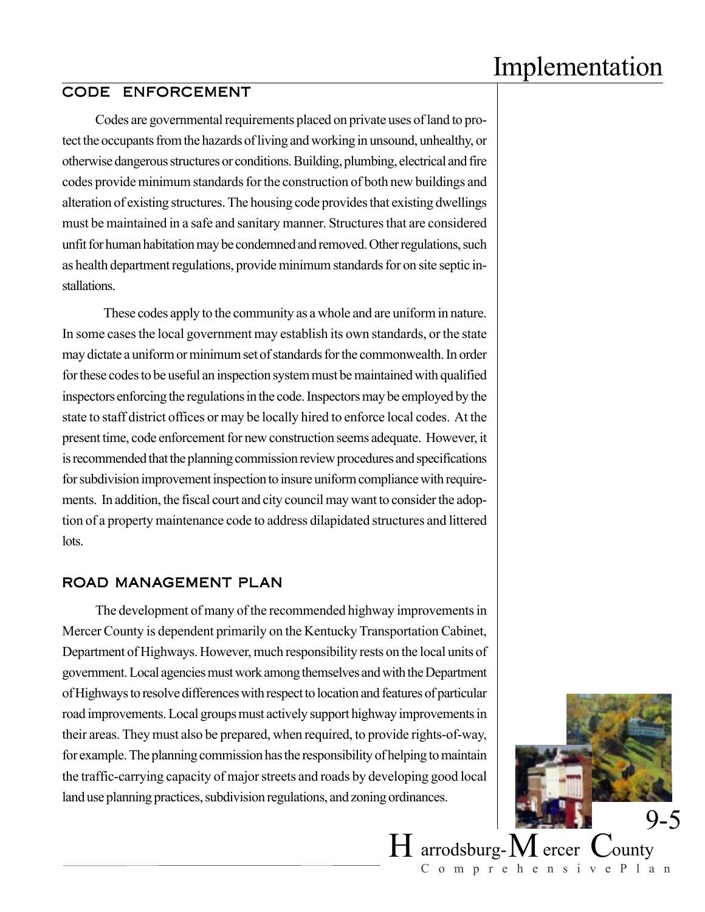## CODE ENFORCEMENT

Codes are governmental requirements placed on private uses of land to protect the occupants from the hazards of living and working in unsound, unhealthy, or otherwise dangerous structures or conditions. Building, plumbing, electrical and fire codes provide minimum standards for the construction of both new buildings and alteration of existing structures. The housing code provides that existing dwellings must be maintained in a safe and sanitary manner. Structures that are considered unfit for human habitation may be condemned and removed. Other regulations, such as health department regulations, provide minimum standards for on site septic installations.

These codes apply to the community as a whole and are uniform in nature. In some cases the local government may establish its own standards, or the state may dictate a uniform or minimum set of standards for the commonwealth. In order for these codes to be useful an inspection system must be maintained with qualified inspectors enforcing the regulations in the code. Inspectors may be employed by the state to staff district offices or may be locally hired to enforce local codes. At the present time, code enforcement for new construction seems adequate. However, it is recommended that the planning commission review procedures and specifications for subdivision improvement inspection to insure uniform compliance with requirements. In addition, the fiscal court and city council may want to consider the adoption of a property maintenance code to address dilapidated structures and littered lots.

## ROAD MANAGEMENT PLAN

The development of many of the recommended highway improvements in Mercer County is dependent primarily on the Kentucky Transportation Cabinet, Department of Highways. However, much responsibility rests on the local units of government. Local agencies must work among themselves and with the Department of Highways to resolve differences with respect to location and features of particular road improvements. Local groups must actively support highway improvements in their areas. They must also be prepared, when required, to provide rights-of-way, for example. The planning commission has the responsibility of helping to maintain the traffic-carrying capacity of major streets and roads by developing good local land use planning practices, subdivision regulations, and zoning ordinances.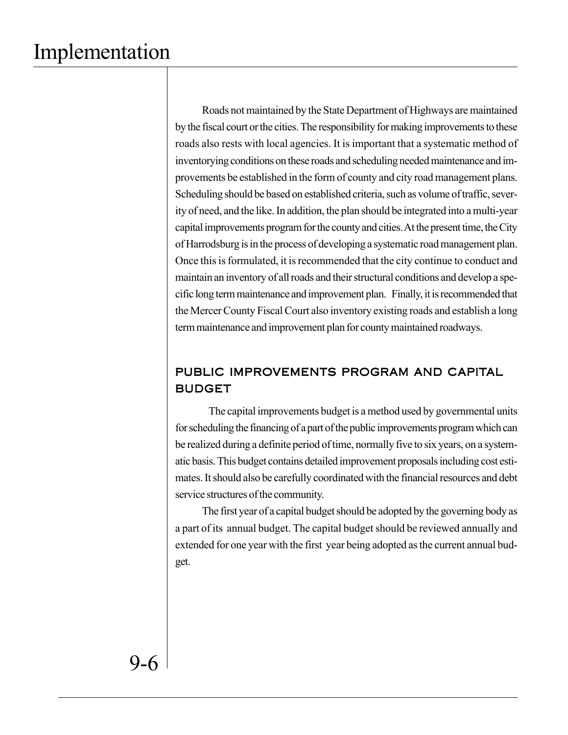Roads not maintained by the State Department of Highways are maintained by the fiscal court or the cities. The responsibility for making improvements to these roads also rests with local agencies. It is important that a systematic method of inventorying conditions on these roads and scheduling needed maintenance and improvements be established in the form of county and city road management plans. Scheduling should be based on established criteria, such as volume of traffic, severity of need, and the like. In addition, the plan should be integrated into a multi-year capital improvements program for the county and cities. At the present time, the City of Harrodsburg is in the process of developing a systematic road management plan. Once this is formulated, it is recommended that the city continue to conduct and maintain an inventory of all roads and their structural conditions and develop a specific long term maintenance and improvement plan. Finally, it is recommended that the Mercer County Fiscal Court also inventory existing roads and establish a long term maintenance and improvement plan for county maintained roadways.

## PUBLIC IMPROVEMENTS PROGRAM AND CAPITAL BUDGET

The capital improvements budget is a method used by governmental units for scheduling the financing of a part of the public improvements program which can be realized during a definite period of time, normally five to six years, on a systematic basis. This budget contains detailed improvement proposals including cost estimates. It should also be carefully coordinated with the financial resources and debt service structures of the community.

The first year of a capital budget should be adopted by the governing body as a part of its annual budget. The capital budget should be reviewed annually and extended for one year with the first year being adopted as the current annual budget.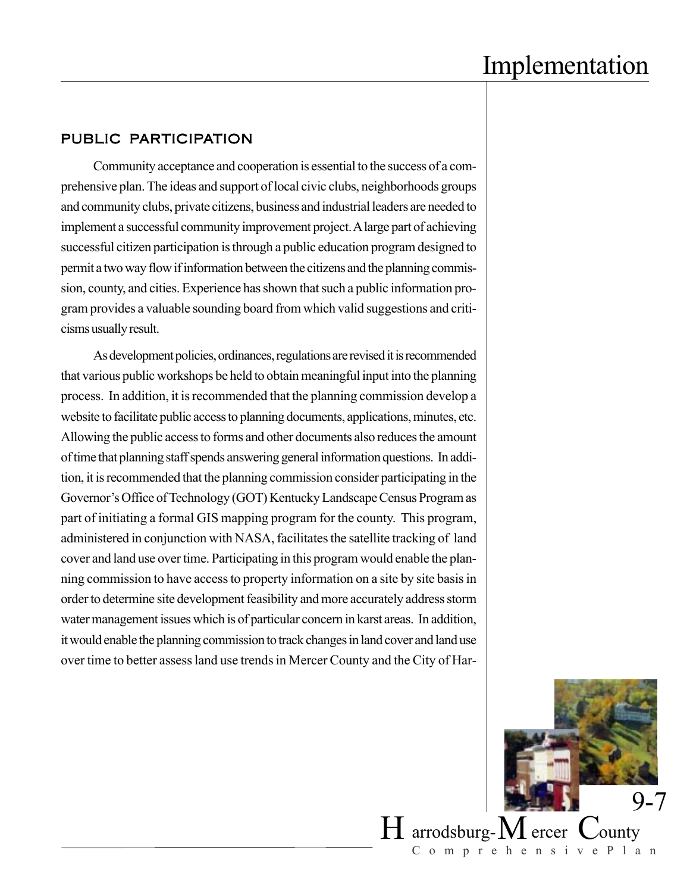## PUBLIC PARTICIPATION

Community acceptance and cooperation is essential to the success of a comprehensive plan. The ideas and support of local civic clubs, neighborhoods groups and community clubs, private citizens, business and industrial leaders are needed to implement a successful community improvement project. A large part of achieving successful citizen participation is through a public education program designed to permit a two way flow if information between the citizens and the planning commission, county, and cities. Experience has shown that such a public information program provides a valuable sounding board from which valid suggestions and criticisms usually result.

As development policies, ordinances, regulations are revised it is recommended that various public workshops be held to obtain meaningful input into the planning process. In addition, it is recommended that the planning commission develop a website to facilitate public access to planning documents, applications, minutes, etc. Allowing the public access to forms and other documents also reduces the amount of time that planning staff spends answering general information questions. In addition, it is recommended that the planning commission consider participating in the Governor's Office of Technology (GOT) Kentucky Landscape Census Program as part of initiating a formal GIS mapping program for the county. This program, administered in conjunction with NASA, facilitates the satellite tracking of land cover and land use over time. Participating in this program would enable the planning commission to have access to property information on a site by site basis in order to determine site development feasibility and more accurately address storm water management issues which is of particular concern in karst areas. In addition, it would enable the planning commission to track changes in land cover and land use over time to better assess land use trends in Mercer County and the City of Har-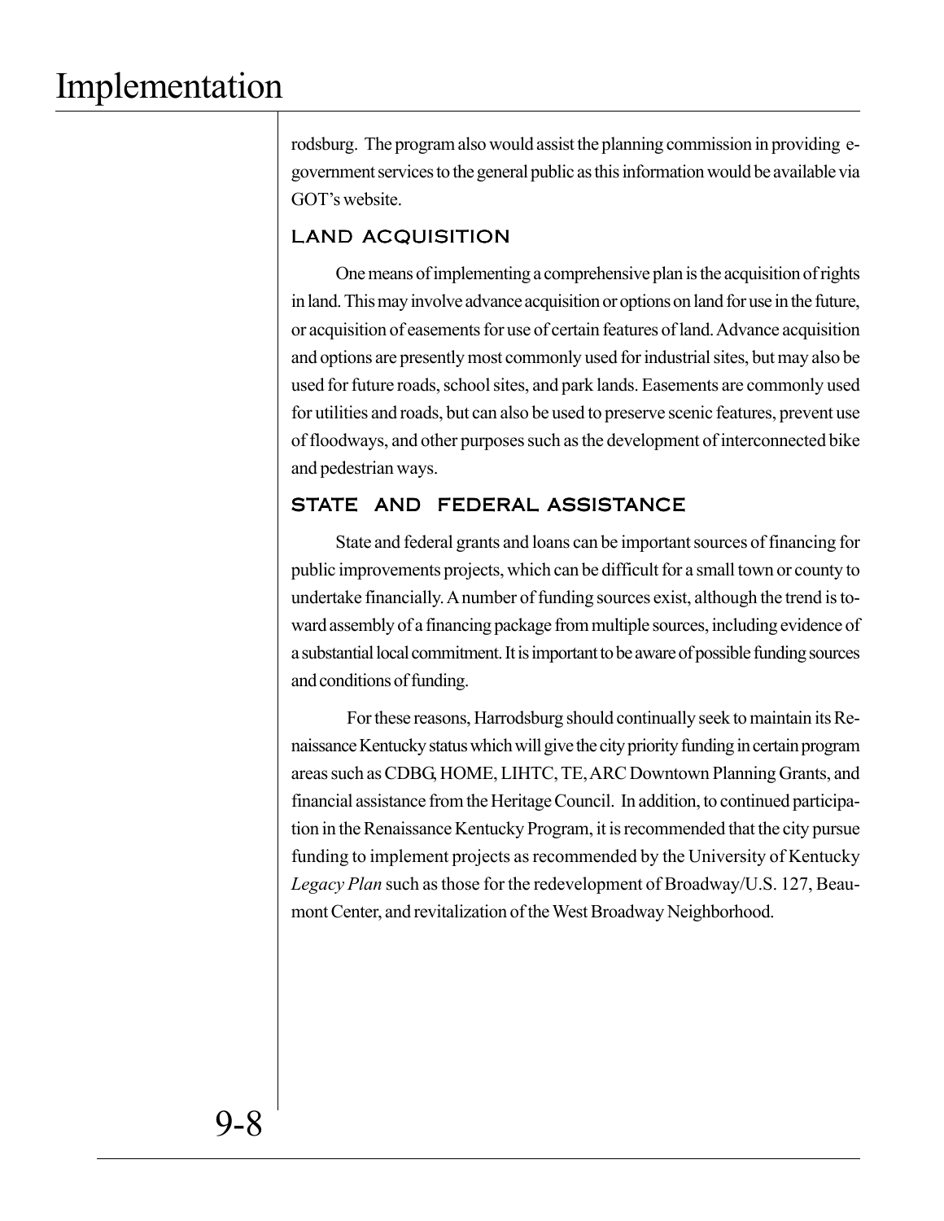rodsburg. The program also would assist the planning commission in providing e-government services to the general public as this information would be available via GOT's website.

### LAND ACQUISITION

One means of implementing a comprehensive plan is the acquisition of rights in land. This may involve advance acquisition or options on land for use in the future, or acquisition of easements for use of certain features of land. Advance acquisition and options are presently most commonly used for industrial sites, but may also be used for future roads, school sites, and park lands. Easements are commonly used for utilities and roads, but can also be used to preserve scenic features, prevent use of floodways, and other purposes such as the development of interconnected bike and pedestrian ways.

### STATE AND FEDERAL ASSISTANCE

State and federal grants and loans can be important sources of financing for public improvements projects, which can be difficult for a small town or county to undertake financially. A number of funding sources exist, although the trend is toward assembly of a financing package from multiple sources, including evidence of a substantial local commitment. It is important to be aware of possible funding sources and conditions of funding.

For these reasons, Harrodsburg should continually seek to maintain its Renaissance Kentucky status which will give the city priority funding in certain program areas such as CDBG, HOME, LIHTC, TE, ARC Downtown Planning Grants, and financial assistance from the Heritage Council. In addition, to continued participation in the Renaissance Kentucky Program, it is recommended that the city pursue funding to implement projects as recommended by the University of Kentucky *Legacy Plan* such as those for the redevelopment of Broadway/U.S. 127, Beaumont Center, and revitalization of the West Broadway Neighborhood.